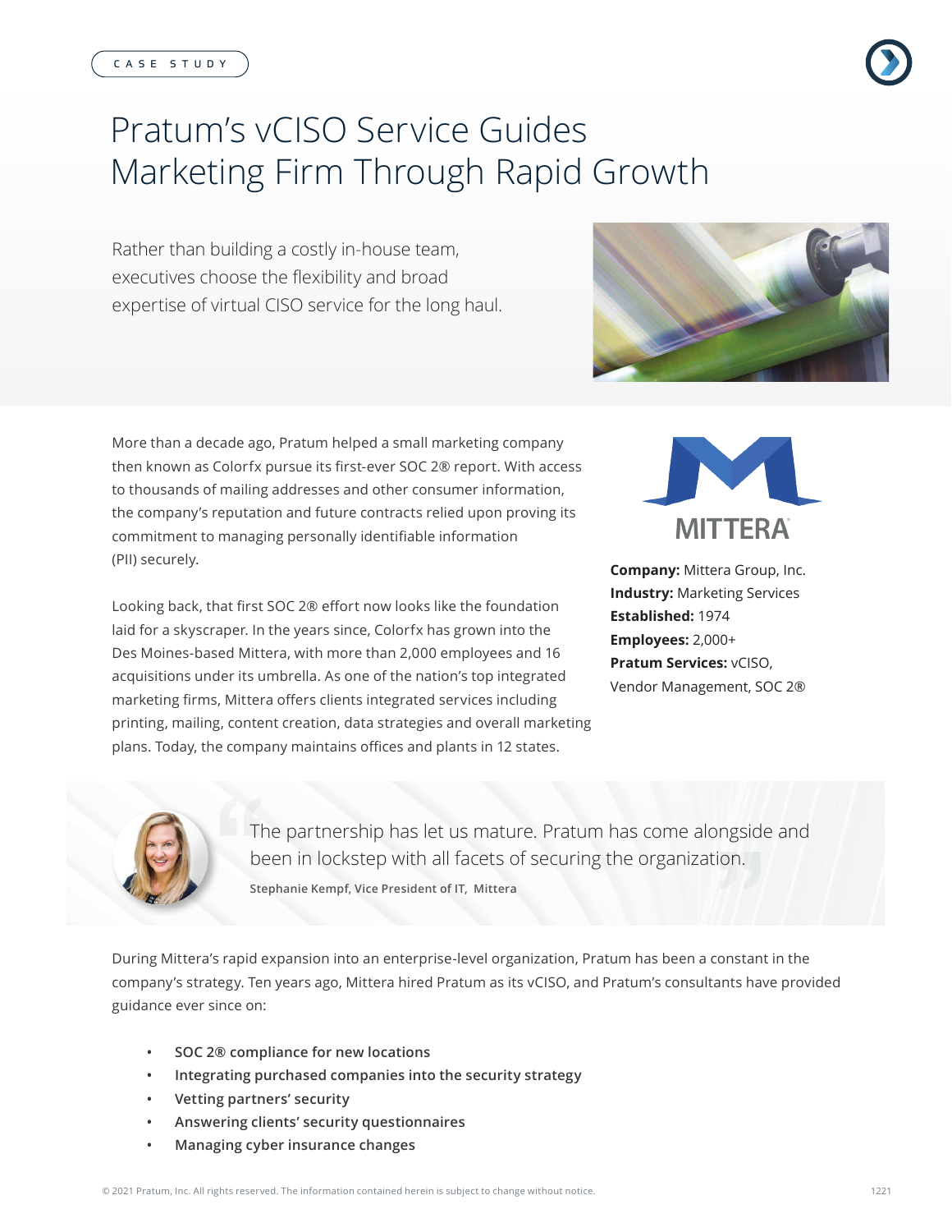CASE STUDY

# Pratum's vCISO Service Guides Marketing Firm Through Rapid Growth

Rather than building a costly in-house team, executives choose the flexibility and broad expertise of virtual CISO service for the long haul.

More than a decade ago, Pratum helped a small marketing company then known as Colorfx pursue its first-ever SOC 2® report. With access to thousands of mailing addresses and other consumer information, the company's reputation and future contracts relied upon proving its commitment to managing personally identifiable information (PII) securely.

Looking back, that first SOC 2® effort now looks like the foundation laid for a skyscraper. In the years since, Colorfx has grown into the Des Moines-based Mittera, with more than 2,000 employees and 16 acquisitions under its umbrella. As one of the nation's top integrated marketing firms, Mittera offers clients integrated services including printing, mailing, content creation, data strategies and overall marketing plans. Today, the company maintains offices and plants in 12 states.

MITTERA

**Company:** Mittera Group, Inc.
**Industry:** Marketing Services
**Established:** 1974
**Employees:** 2,000+
**Pratum Services:** vCISO, Vendor Management, SOC 2®

> The partnership has let us mature. Pratum has come alongside and been in lockstep with all facets of securing the organization.
>
> **Stephanie Kempf, Vice President of IT, Mittera**

During Mittera's rapid expansion into an enterprise-level organization, Pratum has been a constant in the company's strategy. Ten years ago, Mittera hired Pratum as its vCISO, and Pratum's consultants have provided guidance ever since on:

- **SOC 2® compliance for new locations**
- **Integrating purchased companies into the security strategy**
- **Vetting partners' security**
- **Answering clients' security questionnaires**
- **Managing cyber insurance changes**

© 2021 Pratum, Inc. All rights reserved. The information contained herein is subject to change without notice.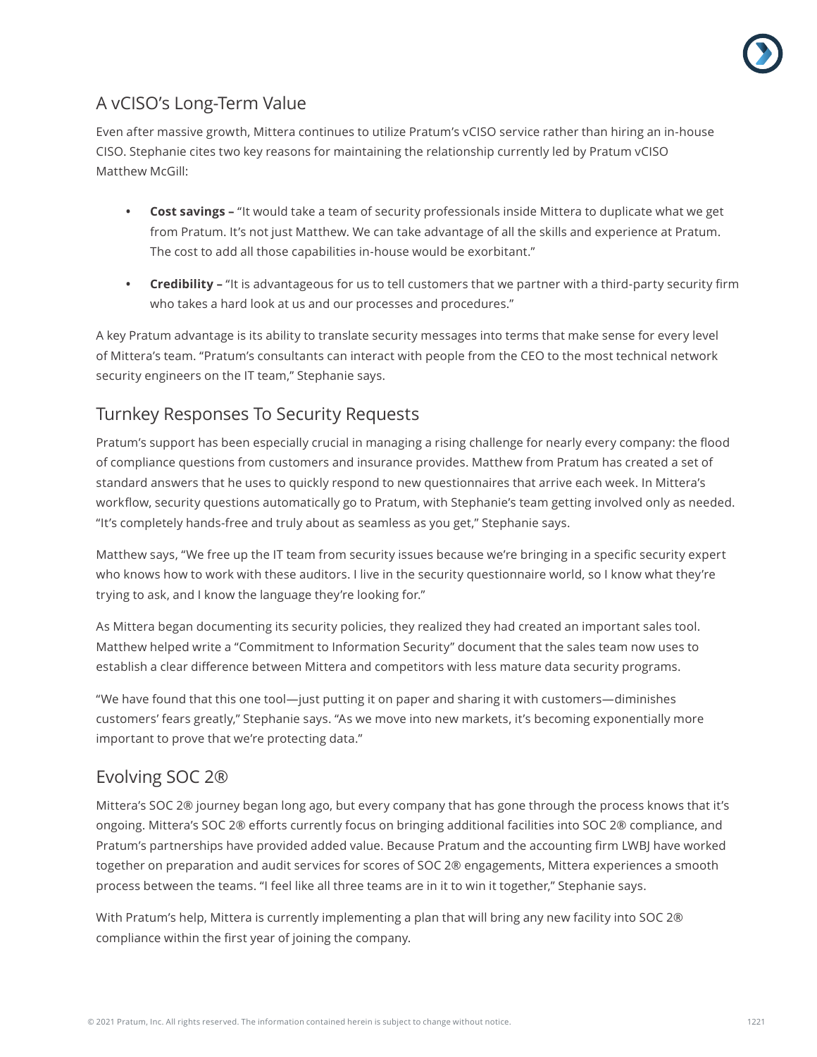## A vCISO's Long-Term Value

Even after massive growth, Mittera continues to utilize Pratum's vCISO service rather than hiring an in-house CISO. Stephanie cites two key reasons for maintaining the relationship currently led by Pratum vCISO Matthew McGill:

- **Cost savings –** "It would take a team of security professionals inside Mittera to duplicate what we get from Pratum. It's not just Matthew. We can take advantage of all the skills and experience at Pratum. The cost to add all those capabilities in-house would be exorbitant."
- **Credibility –** "It is advantageous for us to tell customers that we partner with a third-party security firm who takes a hard look at us and our processes and procedures."

A key Pratum advantage is its ability to translate security messages into terms that make sense for every level of Mittera's team. "Pratum's consultants can interact with people from the CEO to the most technical network security engineers on the IT team," Stephanie says.

## Turnkey Responses To Security Requests

Pratum's support has been especially crucial in managing a rising challenge for nearly every company: the flood of compliance questions from customers and insurance provides. Matthew from Pratum has created a set of standard answers that he uses to quickly respond to new questionnaires that arrive each week. In Mittera's workflow, security questions automatically go to Pratum, with Stephanie's team getting involved only as needed. "It's completely hands-free and truly about as seamless as you get," Stephanie says.

Matthew says, "We free up the IT team from security issues because we're bringing in a specific security expert who knows how to work with these auditors. I live in the security questionnaire world, so I know what they're trying to ask, and I know the language they're looking for."

As Mittera began documenting its security policies, they realized they had created an important sales tool. Matthew helped write a "Commitment to Information Security" document that the sales team now uses to establish a clear difference between Mittera and competitors with less mature data security programs.

"We have found that this one tool—just putting it on paper and sharing it with customers—diminishes customers' fears greatly," Stephanie says. "As we move into new markets, it's becoming exponentially more important to prove that we're protecting data."

## Evolving SOC 2®

Mittera's SOC 2® journey began long ago, but every company that has gone through the process knows that it's ongoing. Mittera's SOC 2® efforts currently focus on bringing additional facilities into SOC 2® compliance, and Pratum's partnerships have provided added value. Because Pratum and the accounting firm LWBJ have worked together on preparation and audit services for scores of SOC 2® engagements, Mittera experiences a smooth process between the teams. "I feel like all three teams are in it to win it together," Stephanie says.

With Pratum's help, Mittera is currently implementing a plan that will bring any new facility into SOC 2® compliance within the first year of joining the company.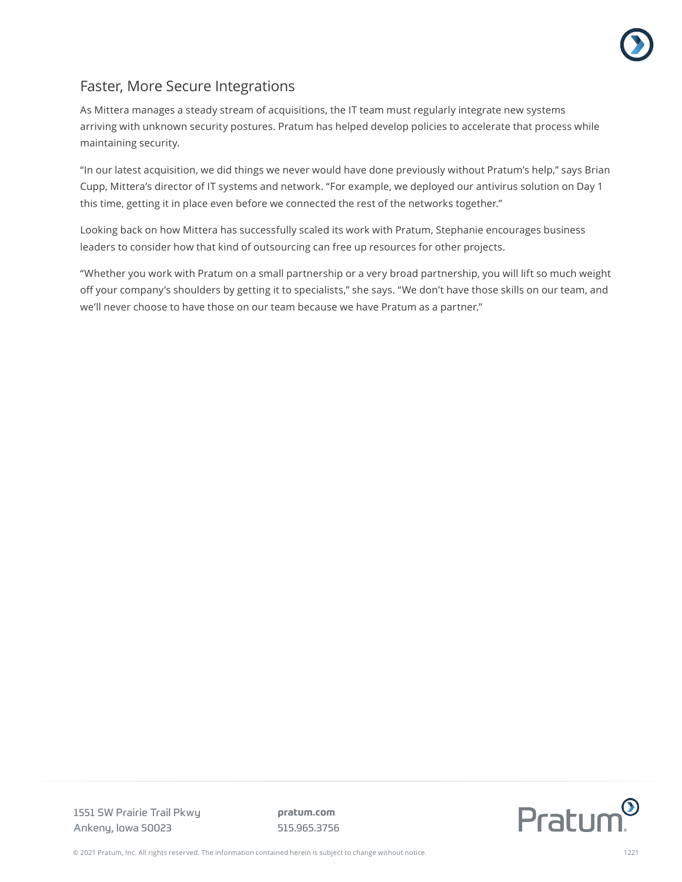## Faster, More Secure Integrations

As Mittera manages a steady stream of acquisitions, the IT team must regularly integrate new systems arriving with unknown security postures. Pratum has helped develop policies to accelerate that process while maintaining security.

"In our latest acquisition, we did things we never would have done previously without Pratum's help," says Brian Cupp, Mittera's director of IT systems and network. "For example, we deployed our antivirus solution on Day 1 this time, getting it in place even before we connected the rest of the networks together."

Looking back on how Mittera has successfully scaled its work with Pratum, Stephanie encourages business leaders to consider how that kind of outsourcing can free up resources for other projects.

"Whether you work with Pratum on a small partnership or a very broad partnership, you will lift so much weight off your company's shoulders by getting it to specialists," she says. "We don't have those skills on our team, and we'll never choose to have those on our team because we have Pratum as a partner."

1551 SW Prairie Trail Pkwy
Ankeny, Iowa 50023

**pratum.com**
515.965.3756

© 2021 Pratum, Inc. All rights reserved. The information contained herein is subject to change without notice.